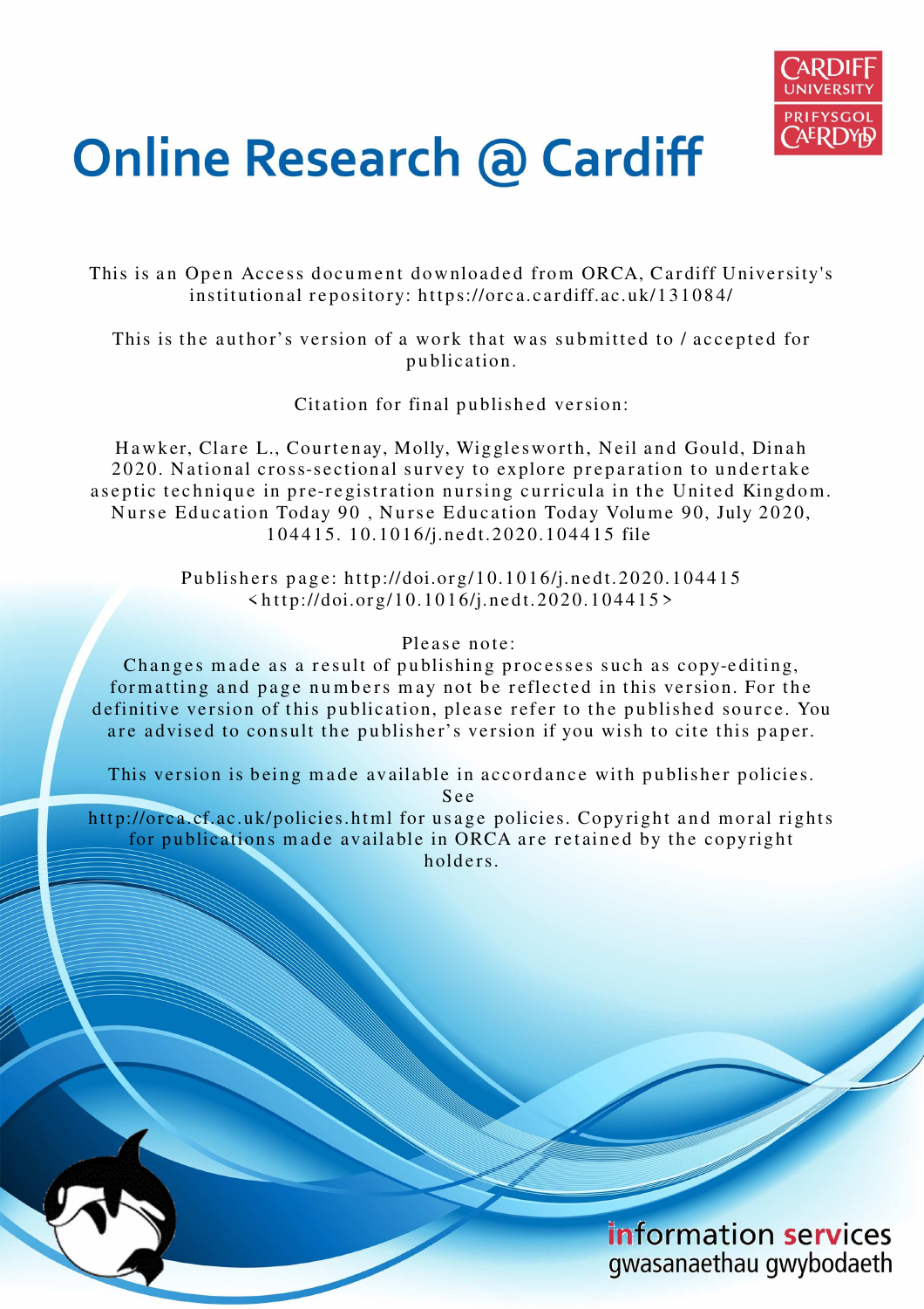# Online Research @ Cardiff

This is an Open Access document downloaded from ORCA, Cardiff University's institutional repository: https://orca.cardiff.ac.uk/131084/

This is the author's version of a work that was submitted to / accepted for publication.

Citation for final published version:

Hawker, Clare L., Courtenay, Molly, Wigglesworth, Neil and Gould, Dinah 2020. National cross-sectional survey to explore preparation to undertake aseptic technique in pre-registration nursing curricula in the United Kingdom. Nurse Education Today 90 , Nurse Education Today Volume 90, July 2020, 104415. 10.1016/j.nedt.2020.104415 file

Publishers page: http://doi.org/10.1016/j.nedt.2020.104415 <http://doi.org/10.1016/j.nedt.2020.104415>

Please note:
Changes made as a result of publishing processes such as copy-editing, formatting and page numbers may not be reflected in this version. For the definitive version of this publication, please refer to the published source. You are advised to consult the publisher's version if you wish to cite this paper.

This version is being made available in accordance with publisher policies. See http://orca.cf.ac.uk/policies.html for usage policies. Copyright and moral rights for publications made available in ORCA are retained by the copyright holders.

information services
gwasanaethau gwybodaeth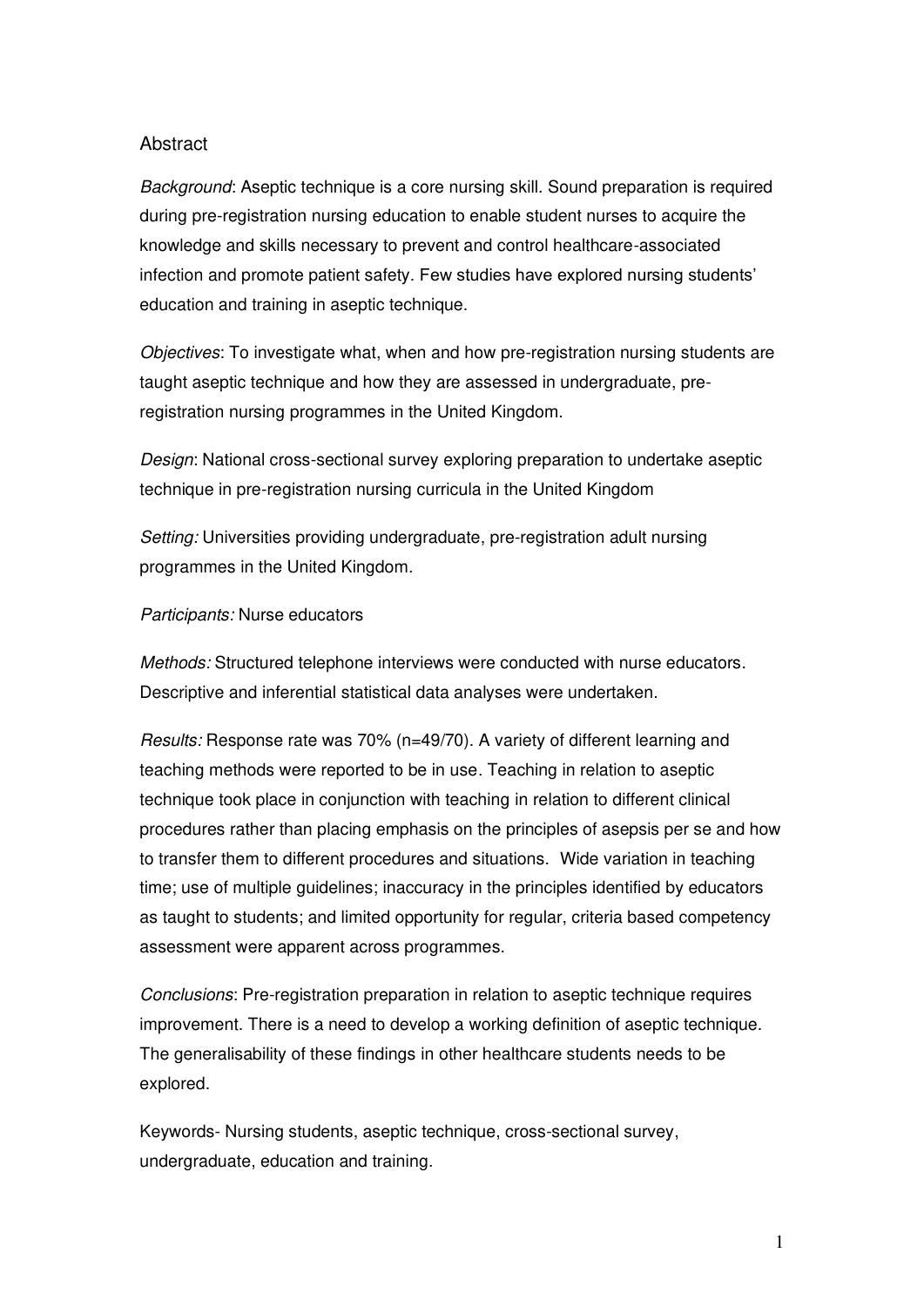## Abstract

*Background*: Aseptic technique is a core nursing skill. Sound preparation is required during pre-registration nursing education to enable student nurses to acquire the knowledge and skills necessary to prevent and control healthcare-associated infection and promote patient safety. Few studies have explored nursing students' education and training in aseptic technique.

*Objectives*: To investigate what, when and how pre-registration nursing students are taught aseptic technique and how they are assessed in undergraduate, pre-registration nursing programmes in the United Kingdom.

*Design*: National cross-sectional survey exploring preparation to undertake aseptic technique in pre-registration nursing curricula in the United Kingdom

*Setting:* Universities providing undergraduate, pre-registration adult nursing programmes in the United Kingdom.

*Participants:* Nurse educators

*Methods:* Structured telephone interviews were conducted with nurse educators. Descriptive and inferential statistical data analyses were undertaken.

*Results:* Response rate was 70% (n=49/70). A variety of different learning and teaching methods were reported to be in use. Teaching in relation to aseptic technique took place in conjunction with teaching in relation to different clinical procedures rather than placing emphasis on the principles of asepsis per se and how to transfer them to different procedures and situations. Wide variation in teaching time; use of multiple guidelines; inaccuracy in the principles identified by educators as taught to students; and limited opportunity for regular, criteria based competency assessment were apparent across programmes.

*Conclusions*: Pre-registration preparation in relation to aseptic technique requires improvement. There is a need to develop a working definition of aseptic technique. The generalisability of these findings in other healthcare students needs to be explored.

Keywords- Nursing students, aseptic technique, cross-sectional survey, undergraduate, education and training.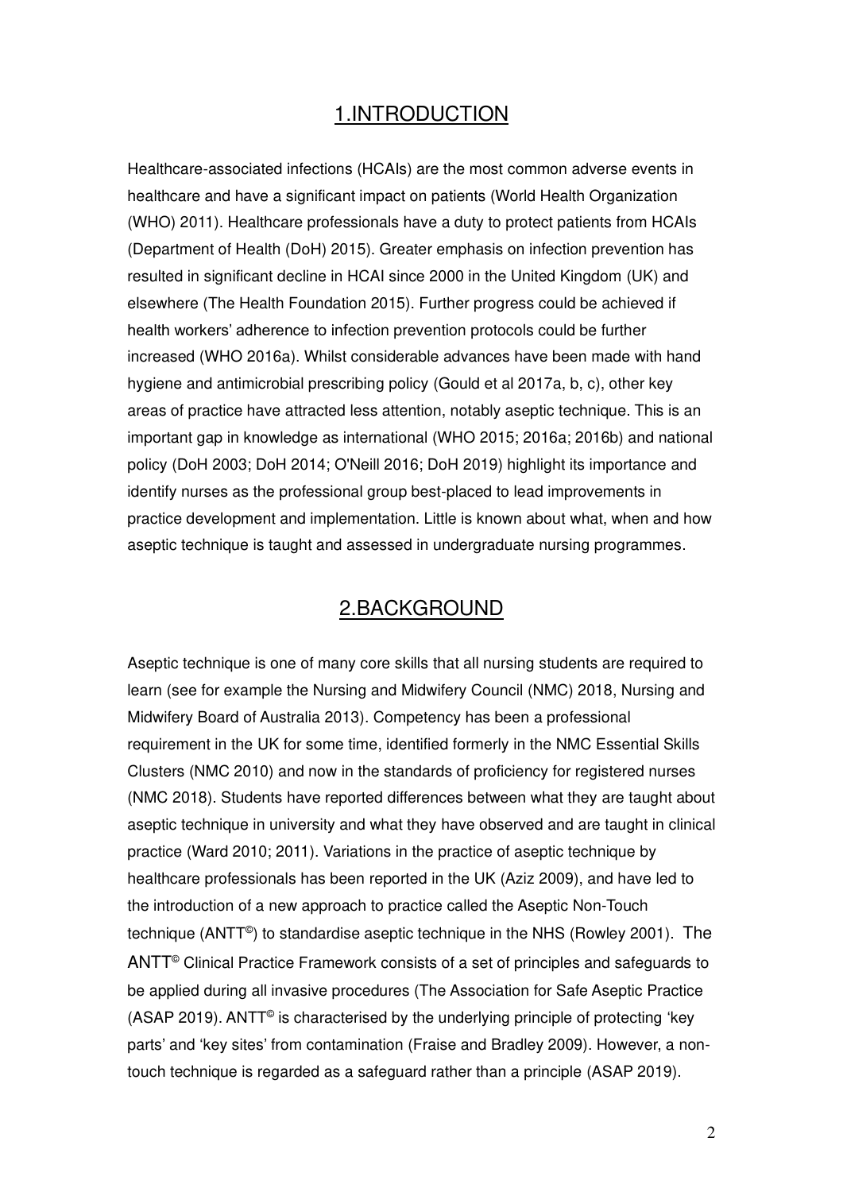# 1.INTRODUCTION

Healthcare-associated infections (HCAIs) are the most common adverse events in healthcare and have a significant impact on patients (World Health Organization (WHO) 2011). Healthcare professionals have a duty to protect patients from HCAIs (Department of Health (DoH) 2015). Greater emphasis on infection prevention has resulted in significant decline in HCAI since 2000 in the United Kingdom (UK) and elsewhere (The Health Foundation 2015). Further progress could be achieved if health workers' adherence to infection prevention protocols could be further increased (WHO 2016a). Whilst considerable advances have been made with hand hygiene and antimicrobial prescribing policy (Gould et al 2017a, b, c), other key areas of practice have attracted less attention, notably aseptic technique. This is an important gap in knowledge as international (WHO 2015; 2016a; 2016b) and national policy (DoH 2003; DoH 2014; O'Neill 2016; DoH 2019) highlight its importance and identify nurses as the professional group best-placed to lead improvements in practice development and implementation. Little is known about what, when and how aseptic technique is taught and assessed in undergraduate nursing programmes.

# 2.BACKGROUND

Aseptic technique is one of many core skills that all nursing students are required to learn (see for example the Nursing and Midwifery Council (NMC) 2018, Nursing and Midwifery Board of Australia 2013). Competency has been a professional requirement in the UK for some time, identified formerly in the NMC Essential Skills Clusters (NMC 2010) and now in the standards of proficiency for registered nurses (NMC 2018). Students have reported differences between what they are taught about aseptic technique in university and what they have observed and are taught in clinical practice (Ward 2010; 2011). Variations in the practice of aseptic technique by healthcare professionals has been reported in the UK (Aziz 2009), and have led to the introduction of a new approach to practice called the Aseptic Non-Touch technique (ANTT©) to standardise aseptic technique in the NHS (Rowley 2001). The ANTT© Clinical Practice Framework consists of a set of principles and safeguards to be applied during all invasive procedures (The Association for Safe Aseptic Practice (ASAP 2019). ANTT© is characterised by the underlying principle of protecting 'key parts' and 'key sites' from contamination (Fraise and Bradley 2009). However, a non-touch technique is regarded as a safeguard rather than a principle (ASAP 2019).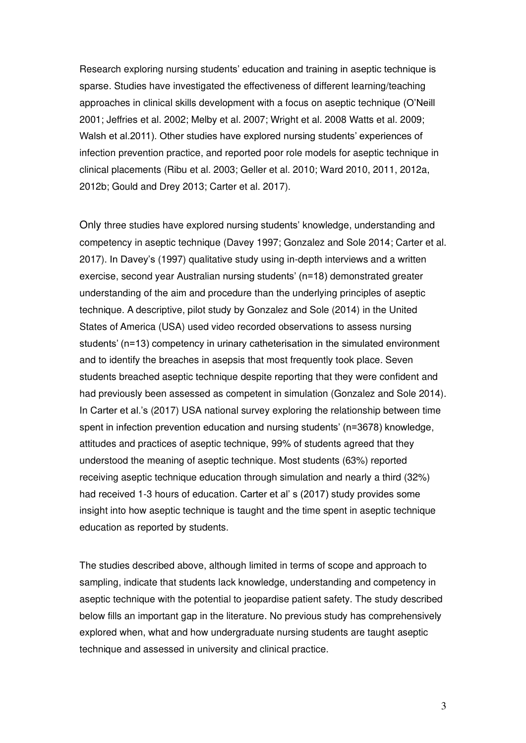Research exploring nursing students' education and training in aseptic technique is sparse. Studies have investigated the effectiveness of different learning/teaching approaches in clinical skills development with a focus on aseptic technique (O'Neill 2001; Jeffries et al. 2002; Melby et al. 2007; Wright et al. 2008 Watts et al. 2009; Walsh et al.2011). Other studies have explored nursing students' experiences of infection prevention practice, and reported poor role models for aseptic technique in clinical placements (Ribu et al. 2003; Geller et al. 2010; Ward 2010, 2011, 2012a, 2012b; Gould and Drey 2013; Carter et al. 2017).

Only three studies have explored nursing students' knowledge, understanding and competency in aseptic technique (Davey 1997; Gonzalez and Sole 2014; Carter et al. 2017). In Davey's (1997) qualitative study using in-depth interviews and a written exercise, second year Australian nursing students' (n=18) demonstrated greater understanding of the aim and procedure than the underlying principles of aseptic technique. A descriptive, pilot study by Gonzalez and Sole (2014) in the United States of America (USA) used video recorded observations to assess nursing students' (n=13) competency in urinary catheterisation in the simulated environment and to identify the breaches in asepsis that most frequently took place. Seven students breached aseptic technique despite reporting that they were confident and had previously been assessed as competent in simulation (Gonzalez and Sole 2014). In Carter et al.'s (2017) USA national survey exploring the relationship between time spent in infection prevention education and nursing students' (n=3678) knowledge, attitudes and practices of aseptic technique, 99% of students agreed that they understood the meaning of aseptic technique. Most students (63%) reported receiving aseptic technique education through simulation and nearly a third (32%) had received 1-3 hours of education. Carter et al' s (2017) study provides some insight into how aseptic technique is taught and the time spent in aseptic technique education as reported by students.

The studies described above, although limited in terms of scope and approach to sampling, indicate that students lack knowledge, understanding and competency in aseptic technique with the potential to jeopardise patient safety. The study described below fills an important gap in the literature. No previous study has comprehensively explored when, what and how undergraduate nursing students are taught aseptic technique and assessed in university and clinical practice.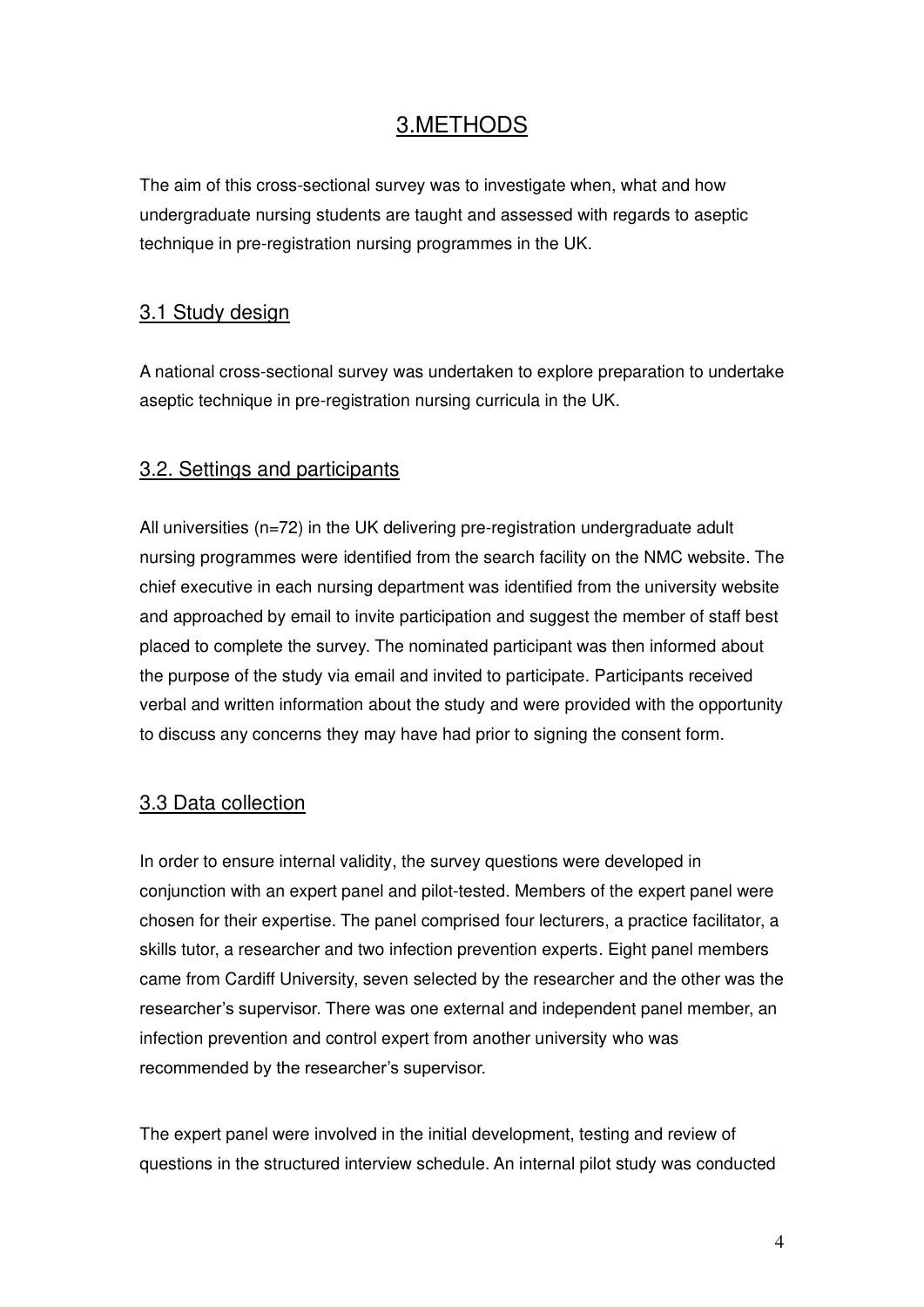# 3.METHODS

The aim of this cross-sectional survey was to investigate when, what and how undergraduate nursing students are taught and assessed with regards to aseptic technique in pre-registration nursing programmes in the UK.

## 3.1 Study design

A national cross-sectional survey was undertaken to explore preparation to undertake aseptic technique in pre-registration nursing curricula in the UK.

## 3.2. Settings and participants

All universities (n=72) in the UK delivering pre-registration undergraduate adult nursing programmes were identified from the search facility on the NMC website. The chief executive in each nursing department was identified from the university website and approached by email to invite participation and suggest the member of staff best placed to complete the survey. The nominated participant was then informed about the purpose of the study via email and invited to participate. Participants received verbal and written information about the study and were provided with the opportunity to discuss any concerns they may have had prior to signing the consent form.

## 3.3 Data collection

In order to ensure internal validity, the survey questions were developed in conjunction with an expert panel and pilot-tested. Members of the expert panel were chosen for their expertise. The panel comprised four lecturers, a practice facilitator, a skills tutor, a researcher and two infection prevention experts. Eight panel members came from Cardiff University, seven selected by the researcher and the other was the researcher's supervisor. There was one external and independent panel member, an infection prevention and control expert from another university who was recommended by the researcher's supervisor.

The expert panel were involved in the initial development, testing and review of questions in the structured interview schedule. An internal pilot study was conducted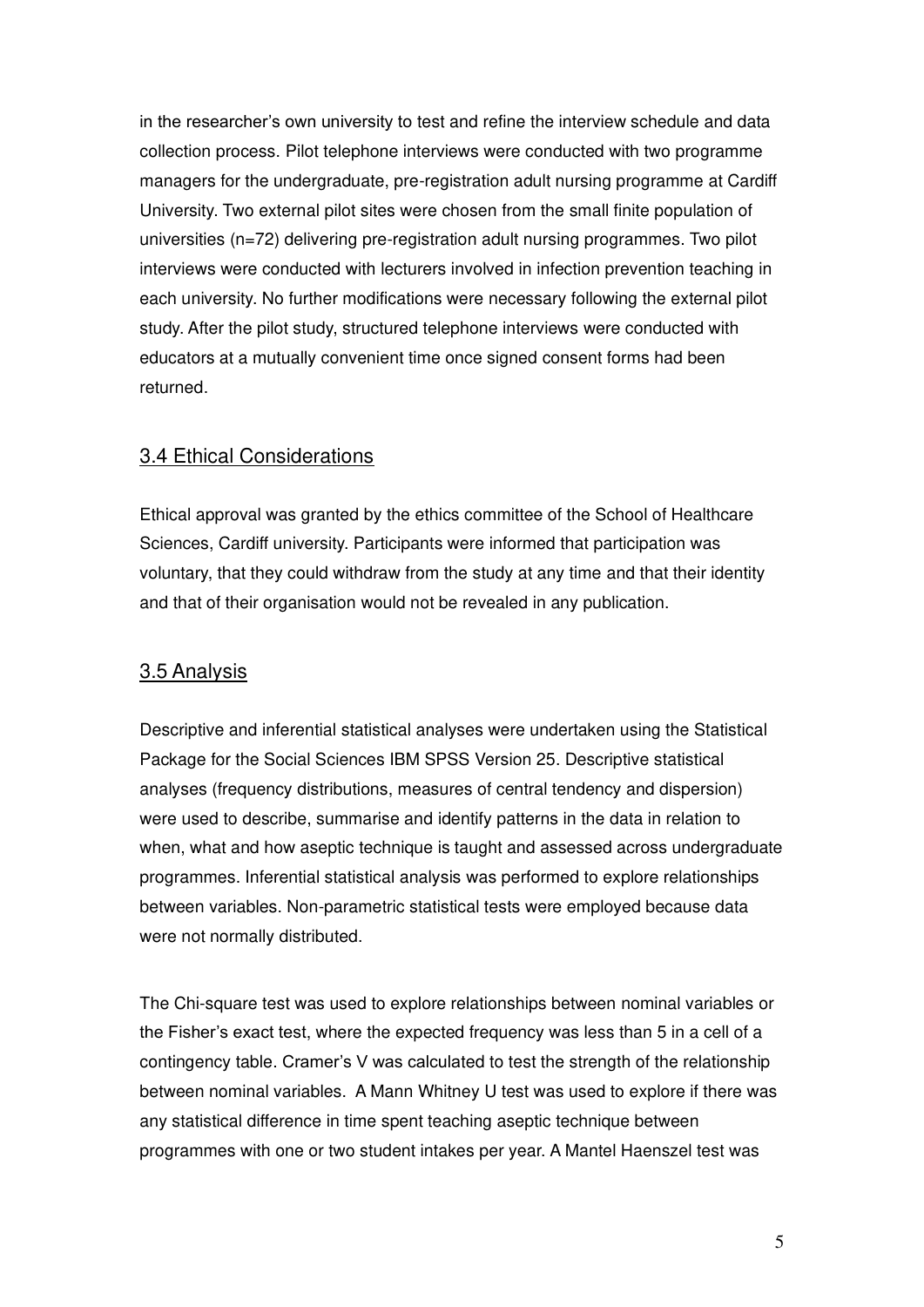in the researcher's own university to test and refine the interview schedule and data collection process. Pilot telephone interviews were conducted with two programme managers for the undergraduate, pre-registration adult nursing programme at Cardiff University. Two external pilot sites were chosen from the small finite population of universities (n=72) delivering pre-registration adult nursing programmes. Two pilot interviews were conducted with lecturers involved in infection prevention teaching in each university. No further modifications were necessary following the external pilot study. After the pilot study, structured telephone interviews were conducted with educators at a mutually convenient time once signed consent forms had been returned.

## 3.4 Ethical Considerations

Ethical approval was granted by the ethics committee of the School of Healthcare Sciences, Cardiff university. Participants were informed that participation was voluntary, that they could withdraw from the study at any time and that their identity and that of their organisation would not be revealed in any publication.

## 3.5 Analysis

Descriptive and inferential statistical analyses were undertaken using the Statistical Package for the Social Sciences IBM SPSS Version 25. Descriptive statistical analyses (frequency distributions, measures of central tendency and dispersion) were used to describe, summarise and identify patterns in the data in relation to when, what and how aseptic technique is taught and assessed across undergraduate programmes. Inferential statistical analysis was performed to explore relationships between variables. Non-parametric statistical tests were employed because data were not normally distributed.

The Chi-square test was used to explore relationships between nominal variables or the Fisher's exact test, where the expected frequency was less than 5 in a cell of a contingency table. Cramer's V was calculated to test the strength of the relationship between nominal variables. A Mann Whitney U test was used to explore if there was any statistical difference in time spent teaching aseptic technique between programmes with one or two student intakes per year. A Mantel Haenszel test was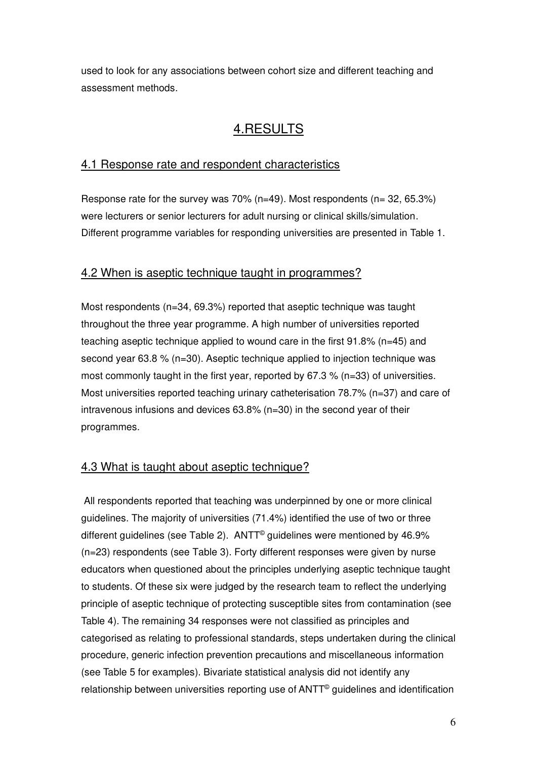used to look for any associations between cohort size and different teaching and assessment methods.

# 4.RESULTS

## 4.1 Response rate and respondent characteristics

Response rate for the survey was 70% (n=49). Most respondents (n= 32, 65.3%) were lecturers or senior lecturers for adult nursing or clinical skills/simulation. Different programme variables for responding universities are presented in Table 1.

## 4.2 When is aseptic technique taught in programmes?

Most respondents (n=34, 69.3%) reported that aseptic technique was taught throughout the three year programme. A high number of universities reported teaching aseptic technique applied to wound care in the first 91.8% (n=45) and second year 63.8 % (n=30). Aseptic technique applied to injection technique was most commonly taught in the first year, reported by 67.3 % (n=33) of universities. Most universities reported teaching urinary catheterisation 78.7% (n=37) and care of intravenous infusions and devices 63.8% (n=30) in the second year of their programmes.

## 4.3 What is taught about aseptic technique?

All respondents reported that teaching was underpinned by one or more clinical guidelines. The majority of universities (71.4%) identified the use of two or three different guidelines (see Table 2). ANTT© guidelines were mentioned by 46.9% (n=23) respondents (see Table 3). Forty different responses were given by nurse educators when questioned about the principles underlying aseptic technique taught to students. Of these six were judged by the research team to reflect the underlying principle of aseptic technique of protecting susceptible sites from contamination (see Table 4). The remaining 34 responses were not classified as principles and categorised as relating to professional standards, steps undertaken during the clinical procedure, generic infection prevention precautions and miscellaneous information (see Table 5 for examples). Bivariate statistical analysis did not identify any relationship between universities reporting use of ANTT© guidelines and identification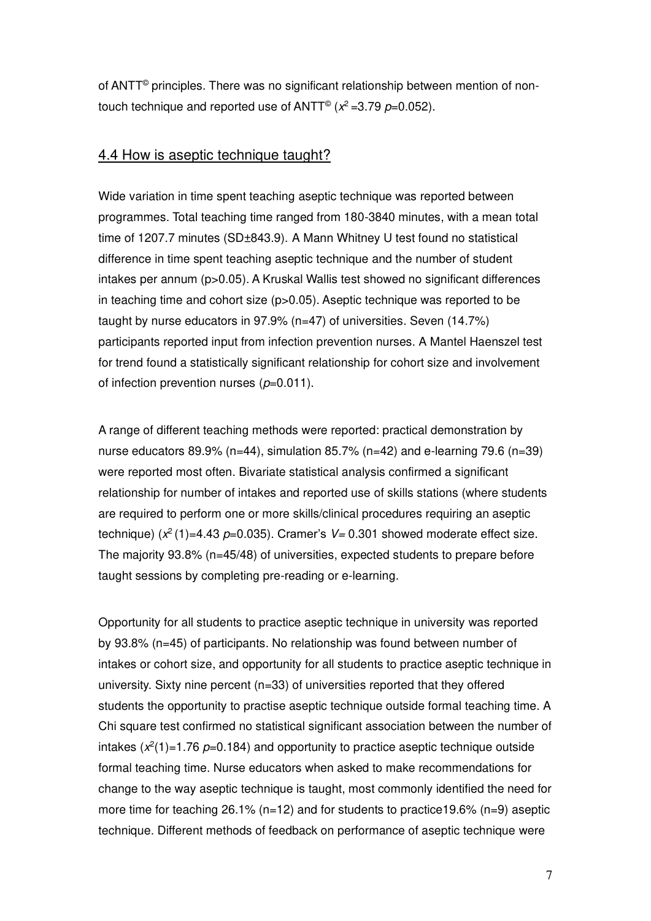of ANTT© principles. There was no significant relationship between mention of non-touch technique and reported use of ANTT© ($x^2$ =3.79 $p$=0.052).

## 4.4 How is aseptic technique taught?

Wide variation in time spent teaching aseptic technique was reported between programmes. Total teaching time ranged from 180-3840 minutes, with a mean total time of 1207.7 minutes (SD±843.9). A Mann Whitney U test found no statistical difference in time spent teaching aseptic technique and the number of student intakes per annum (p>0.05). A Kruskal Wallis test showed no significant differences in teaching time and cohort size (p>0.05). Aseptic technique was reported to be taught by nurse educators in 97.9% (n=47) of universities. Seven (14.7%) participants reported input from infection prevention nurses. A Mantel Haenszel test for trend found a statistically significant relationship for cohort size and involvement of infection prevention nurses ($p$=0.011).

A range of different teaching methods were reported: practical demonstration by nurse educators 89.9% (n=44), simulation 85.7% (n=42) and e-learning 79.6 (n=39) were reported most often. Bivariate statistical analysis confirmed a significant relationship for number of intakes and reported use of skills stations (where students are required to perform one or more skills/clinical procedures requiring an aseptic technique) ($x^2$ (1)=4.43 $p$=0.035). Cramer's $V$= 0.301 showed moderate effect size. The majority 93.8% (n=45/48) of universities, expected students to prepare before taught sessions by completing pre-reading or e-learning.

Opportunity for all students to practice aseptic technique in university was reported by 93.8% (n=45) of participants. No relationship was found between number of intakes or cohort size, and opportunity for all students to practice aseptic technique in university. Sixty nine percent (n=33) of universities reported that they offered students the opportunity to practise aseptic technique outside formal teaching time. A Chi square test confirmed no statistical significant association between the number of intakes ($x^2$(1)=1.76 $p$=0.184) and opportunity to practice aseptic technique outside formal teaching time. Nurse educators when asked to make recommendations for change to the way aseptic technique is taught, most commonly identified the need for more time for teaching 26.1% (n=12) and for students to practice19.6% (n=9) aseptic technique. Different methods of feedback on performance of aseptic technique were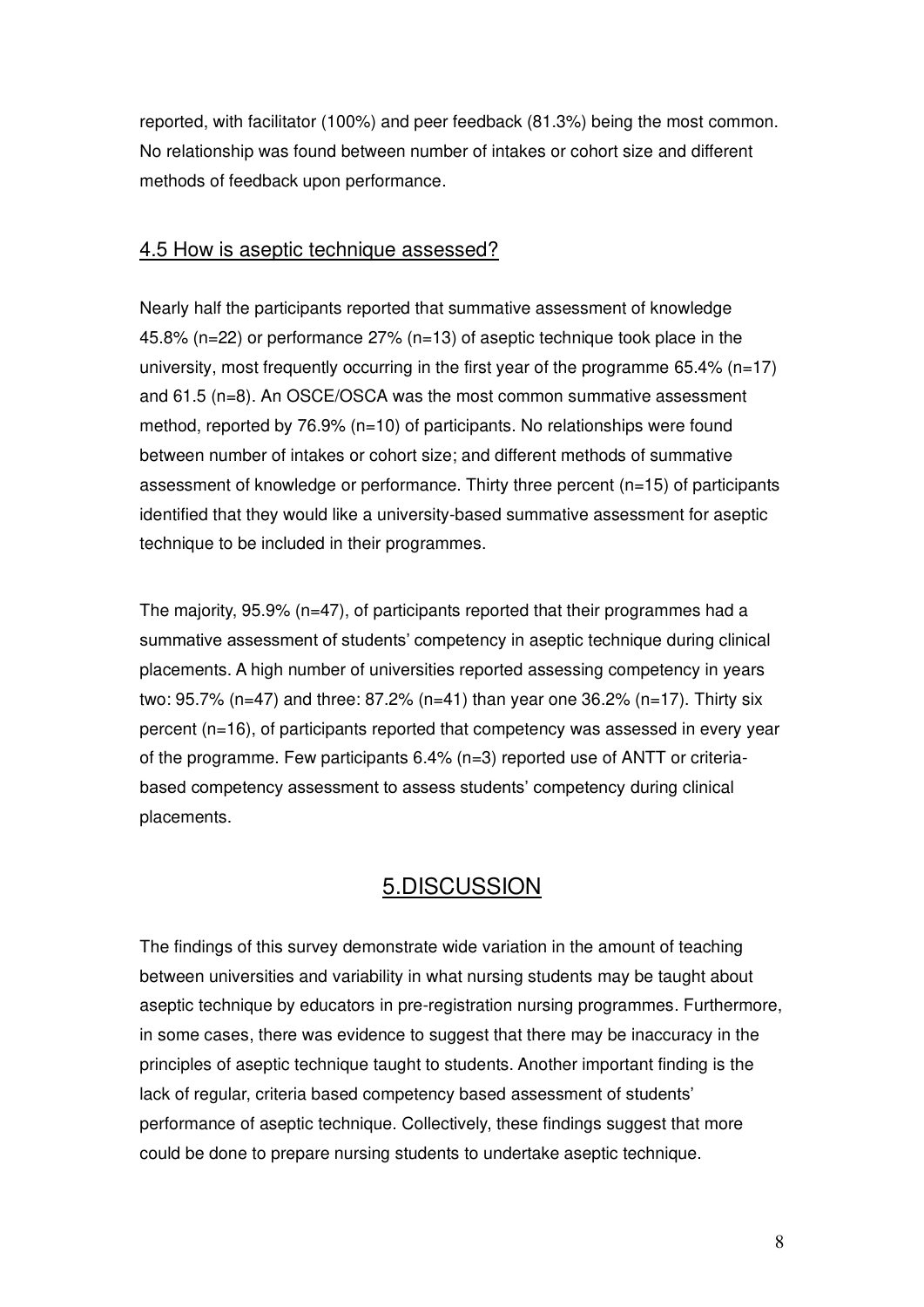reported, with facilitator (100%) and peer feedback (81.3%) being the most common. No relationship was found between number of intakes or cohort size and different methods of feedback upon performance.

### 4.5 How is aseptic technique assessed?

Nearly half the participants reported that summative assessment of knowledge 45.8% (n=22) or performance 27% (n=13) of aseptic technique took place in the university, most frequently occurring in the first year of the programme 65.4% (n=17) and 61.5 (n=8). An OSCE/OSCA was the most common summative assessment method, reported by 76.9% (n=10) of participants. No relationships were found between number of intakes or cohort size; and different methods of summative assessment of knowledge or performance. Thirty three percent (n=15) of participants identified that they would like a university-based summative assessment for aseptic technique to be included in their programmes.

The majority, 95.9% (n=47), of participants reported that their programmes had a summative assessment of students' competency in aseptic technique during clinical placements. A high number of universities reported assessing competency in years two: 95.7% (n=47) and three: 87.2% (n=41) than year one 36.2% (n=17). Thirty six percent (n=16), of participants reported that competency was assessed in every year of the programme. Few participants 6.4% (n=3) reported use of ANTT or criteria-based competency assessment to assess students' competency during clinical placements.

## 5.DISCUSSION

The findings of this survey demonstrate wide variation in the amount of teaching between universities and variability in what nursing students may be taught about aseptic technique by educators in pre-registration nursing programmes. Furthermore, in some cases, there was evidence to suggest that there may be inaccuracy in the principles of aseptic technique taught to students. Another important finding is the lack of regular, criteria based competency based assessment of students' performance of aseptic technique. Collectively, these findings suggest that more could be done to prepare nursing students to undertake aseptic technique.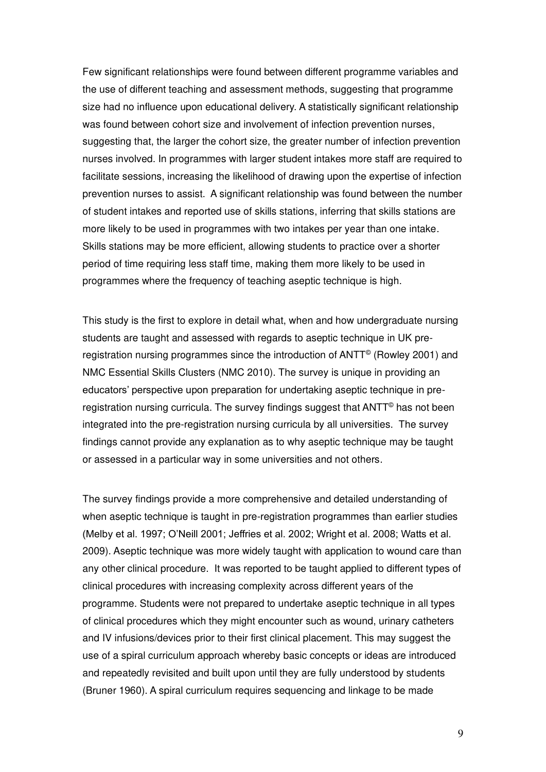Few significant relationships were found between different programme variables and the use of different teaching and assessment methods, suggesting that programme size had no influence upon educational delivery. A statistically significant relationship was found between cohort size and involvement of infection prevention nurses, suggesting that, the larger the cohort size, the greater number of infection prevention nurses involved. In programmes with larger student intakes more staff are required to facilitate sessions, increasing the likelihood of drawing upon the expertise of infection prevention nurses to assist. A significant relationship was found between the number of student intakes and reported use of skills stations, inferring that skills stations are more likely to be used in programmes with two intakes per year than one intake. Skills stations may be more efficient, allowing students to practice over a shorter period of time requiring less staff time, making them more likely to be used in programmes where the frequency of teaching aseptic technique is high.

This study is the first to explore in detail what, when and how undergraduate nursing students are taught and assessed with regards to aseptic technique in UK pre-registration nursing programmes since the introduction of ANTT© (Rowley 2001) and NMC Essential Skills Clusters (NMC 2010). The survey is unique in providing an educators' perspective upon preparation for undertaking aseptic technique in pre-registration nursing curricula. The survey findings suggest that ANTT© has not been integrated into the pre-registration nursing curricula by all universities. The survey findings cannot provide any explanation as to why aseptic technique may be taught or assessed in a particular way in some universities and not others.

The survey findings provide a more comprehensive and detailed understanding of when aseptic technique is taught in pre-registration programmes than earlier studies (Melby et al. 1997; O'Neill 2001; Jeffries et al. 2002; Wright et al. 2008; Watts et al. 2009). Aseptic technique was more widely taught with application to wound care than any other clinical procedure. It was reported to be taught applied to different types of clinical procedures with increasing complexity across different years of the programme. Students were not prepared to undertake aseptic technique in all types of clinical procedures which they might encounter such as wound, urinary catheters and IV infusions/devices prior to their first clinical placement. This may suggest the use of a spiral curriculum approach whereby basic concepts or ideas are introduced and repeatedly revisited and built upon until they are fully understood by students (Bruner 1960). A spiral curriculum requires sequencing and linkage to be made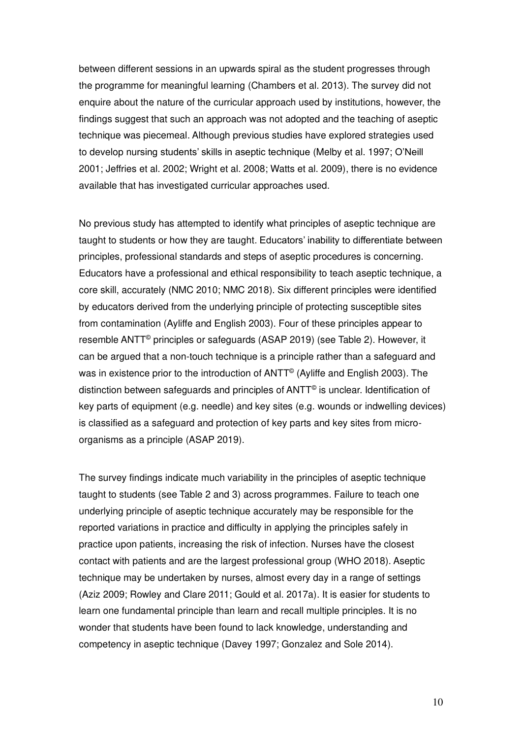between different sessions in an upwards spiral as the student progresses through the programme for meaningful learning (Chambers et al. 2013). The survey did not enquire about the nature of the curricular approach used by institutions, however, the findings suggest that such an approach was not adopted and the teaching of aseptic technique was piecemeal. Although previous studies have explored strategies used to develop nursing students' skills in aseptic technique (Melby et al. 1997; O'Neill 2001; Jeffries et al. 2002; Wright et al. 2008; Watts et al. 2009), there is no evidence available that has investigated curricular approaches used.

No previous study has attempted to identify what principles of aseptic technique are taught to students or how they are taught. Educators' inability to differentiate between principles, professional standards and steps of aseptic procedures is concerning. Educators have a professional and ethical responsibility to teach aseptic technique, a core skill, accurately (NMC 2010; NMC 2018). Six different principles were identified by educators derived from the underlying principle of protecting susceptible sites from contamination (Ayliffe and English 2003). Four of these principles appear to resemble ANTT© principles or safeguards (ASAP 2019) (see Table 2). However, it can be argued that a non-touch technique is a principle rather than a safeguard and was in existence prior to the introduction of ANTT© (Ayliffe and English 2003). The distinction between safeguards and principles of ANTT© is unclear. Identification of key parts of equipment (e.g. needle) and key sites (e.g. wounds or indwelling devices) is classified as a safeguard and protection of key parts and key sites from micro-organisms as a principle (ASAP 2019).

The survey findings indicate much variability in the principles of aseptic technique taught to students (see Table 2 and 3) across programmes. Failure to teach one underlying principle of aseptic technique accurately may be responsible for the reported variations in practice and difficulty in applying the principles safely in practice upon patients, increasing the risk of infection. Nurses have the closest contact with patients and are the largest professional group (WHO 2018). Aseptic technique may be undertaken by nurses, almost every day in a range of settings (Aziz 2009; Rowley and Clare 2011; Gould et al. 2017a). It is easier for students to learn one fundamental principle than learn and recall multiple principles. It is no wonder that students have been found to lack knowledge, understanding and competency in aseptic technique (Davey 1997; Gonzalez and Sole 2014).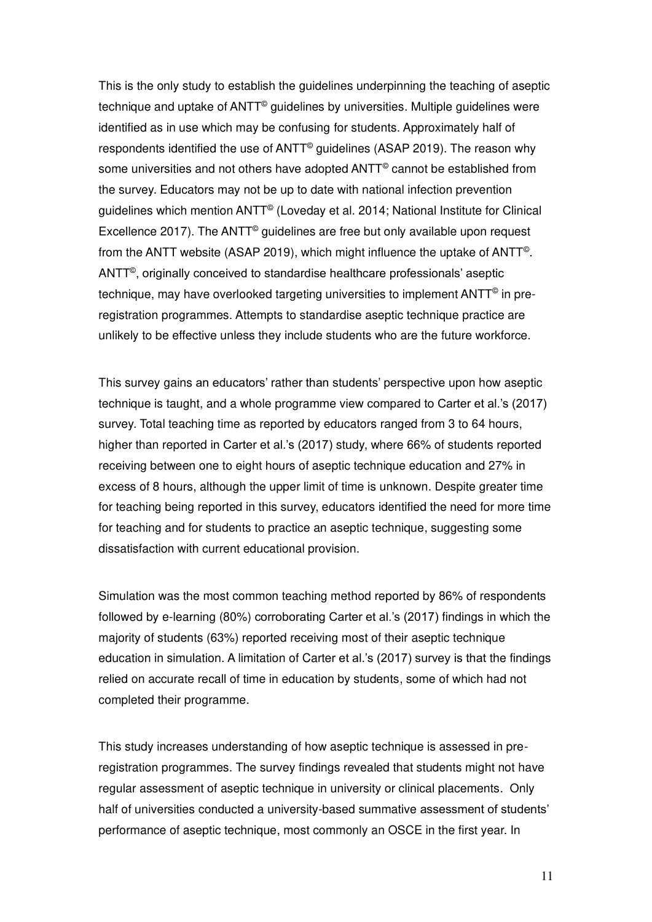This is the only study to establish the guidelines underpinning the teaching of aseptic technique and uptake of ANTT© guidelines by universities. Multiple guidelines were identified as in use which may be confusing for students. Approximately half of respondents identified the use of ANTT© guidelines (ASAP 2019). The reason why some universities and not others have adopted ANTT© cannot be established from the survey. Educators may not be up to date with national infection prevention guidelines which mention ANTT© (Loveday et al. 2014; National Institute for Clinical Excellence 2017). The ANTT© guidelines are free but only available upon request from the ANTT website (ASAP 2019), which might influence the uptake of ANTT©. ANTT©, originally conceived to standardise healthcare professionals' aseptic technique, may have overlooked targeting universities to implement ANTT© in pre-registration programmes. Attempts to standardise aseptic technique practice are unlikely to be effective unless they include students who are the future workforce.

This survey gains an educators' rather than students' perspective upon how aseptic technique is taught, and a whole programme view compared to Carter et al.'s (2017) survey. Total teaching time as reported by educators ranged from 3 to 64 hours, higher than reported in Carter et al.'s (2017) study, where 66% of students reported receiving between one to eight hours of aseptic technique education and 27% in excess of 8 hours, although the upper limit of time is unknown. Despite greater time for teaching being reported in this survey, educators identified the need for more time for teaching and for students to practice an aseptic technique, suggesting some dissatisfaction with current educational provision.

Simulation was the most common teaching method reported by 86% of respondents followed by e-learning (80%) corroborating Carter et al.'s (2017) findings in which the majority of students (63%) reported receiving most of their aseptic technique education in simulation. A limitation of Carter et al.'s (2017) survey is that the findings relied on accurate recall of time in education by students, some of which had not completed their programme.

This study increases understanding of how aseptic technique is assessed in pre-registration programmes. The survey findings revealed that students might not have regular assessment of aseptic technique in university or clinical placements. Only half of universities conducted a university-based summative assessment of students' performance of aseptic technique, most commonly an OSCE in the first year. In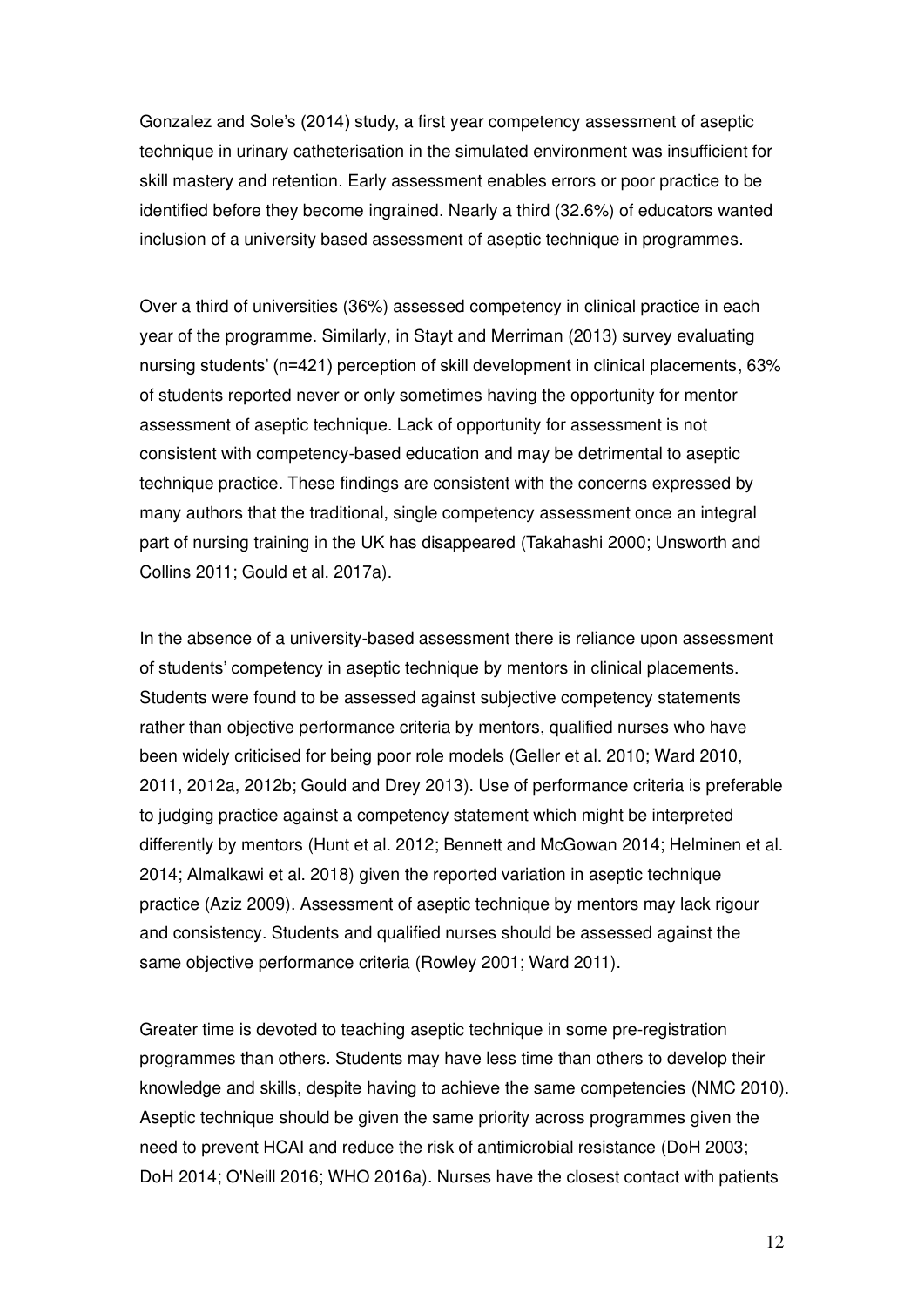Gonzalez and Sole's (2014) study, a first year competency assessment of aseptic technique in urinary catheterisation in the simulated environment was insufficient for skill mastery and retention. Early assessment enables errors or poor practice to be identified before they become ingrained. Nearly a third (32.6%) of educators wanted inclusion of a university based assessment of aseptic technique in programmes.

Over a third of universities (36%) assessed competency in clinical practice in each year of the programme. Similarly, in Stayt and Merriman (2013) survey evaluating nursing students' (n=421) perception of skill development in clinical placements, 63% of students reported never or only sometimes having the opportunity for mentor assessment of aseptic technique. Lack of opportunity for assessment is not consistent with competency-based education and may be detrimental to aseptic technique practice. These findings are consistent with the concerns expressed by many authors that the traditional, single competency assessment once an integral part of nursing training in the UK has disappeared (Takahashi 2000; Unsworth and Collins 2011; Gould et al. 2017a).

In the absence of a university-based assessment there is reliance upon assessment of students' competency in aseptic technique by mentors in clinical placements. Students were found to be assessed against subjective competency statements rather than objective performance criteria by mentors, qualified nurses who have been widely criticised for being poor role models (Geller et al. 2010; Ward 2010, 2011, 2012a, 2012b; Gould and Drey 2013). Use of performance criteria is preferable to judging practice against a competency statement which might be interpreted differently by mentors (Hunt et al. 2012; Bennett and McGowan 2014; Helminen et al. 2014; Almalkawi et al. 2018) given the reported variation in aseptic technique practice (Aziz 2009). Assessment of aseptic technique by mentors may lack rigour and consistency. Students and qualified nurses should be assessed against the same objective performance criteria (Rowley 2001; Ward 2011).

Greater time is devoted to teaching aseptic technique in some pre-registration programmes than others. Students may have less time than others to develop their knowledge and skills, despite having to achieve the same competencies (NMC 2010). Aseptic technique should be given the same priority across programmes given the need to prevent HCAI and reduce the risk of antimicrobial resistance (DoH 2003; DoH 2014; O'Neill 2016; WHO 2016a). Nurses have the closest contact with patients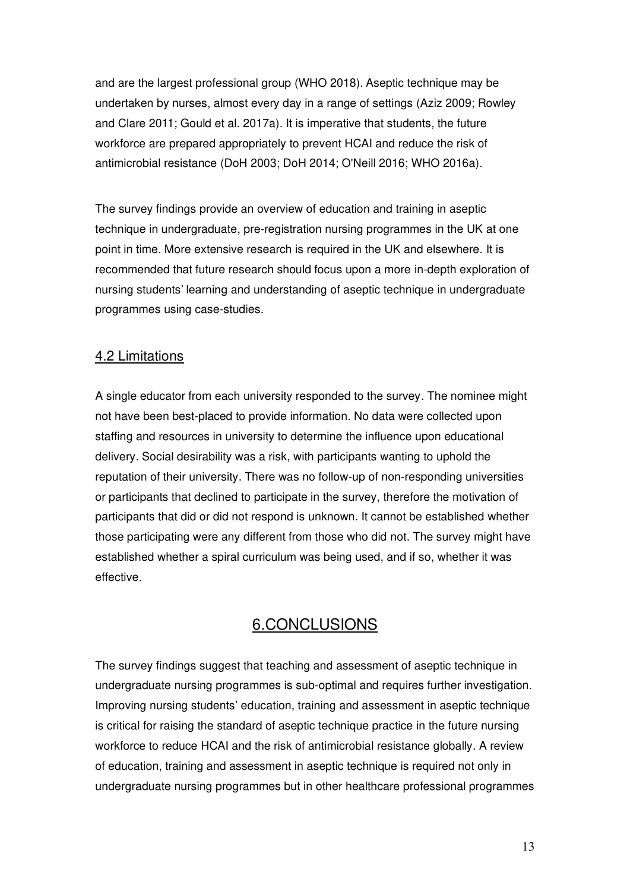and are the largest professional group (WHO 2018). Aseptic technique may be undertaken by nurses, almost every day in a range of settings (Aziz 2009; Rowley and Clare 2011; Gould et al. 2017a). It is imperative that students, the future workforce are prepared appropriately to prevent HCAI and reduce the risk of antimicrobial resistance (DoH 2003; DoH 2014; O'Neill 2016; WHO 2016a).

The survey findings provide an overview of education and training in aseptic technique in undergraduate, pre-registration nursing programmes in the UK at one point in time. More extensive research is required in the UK and elsewhere. It is recommended that future research should focus upon a more in-depth exploration of nursing students' learning and understanding of aseptic technique in undergraduate programmes using case-studies.

### 4.2 Limitations

A single educator from each university responded to the survey. The nominee might not have been best-placed to provide information. No data were collected upon staffing and resources in university to determine the influence upon educational delivery. Social desirability was a risk, with participants wanting to uphold the reputation of their university. There was no follow-up of non-responding universities or participants that declined to participate in the survey, therefore the motivation of participants that did or did not respond is unknown. It cannot be established whether those participating were any different from those who did not. The survey might have established whether a spiral curriculum was being used, and if so, whether it was effective.

## 6.CONCLUSIONS

The survey findings suggest that teaching and assessment of aseptic technique in undergraduate nursing programmes is sub-optimal and requires further investigation. Improving nursing students' education, training and assessment in aseptic technique is critical for raising the standard of aseptic technique practice in the future nursing workforce to reduce HCAI and the risk of antimicrobial resistance globally. A review of education, training and assessment in aseptic technique is required not only in undergraduate nursing programmes but in other healthcare professional programmes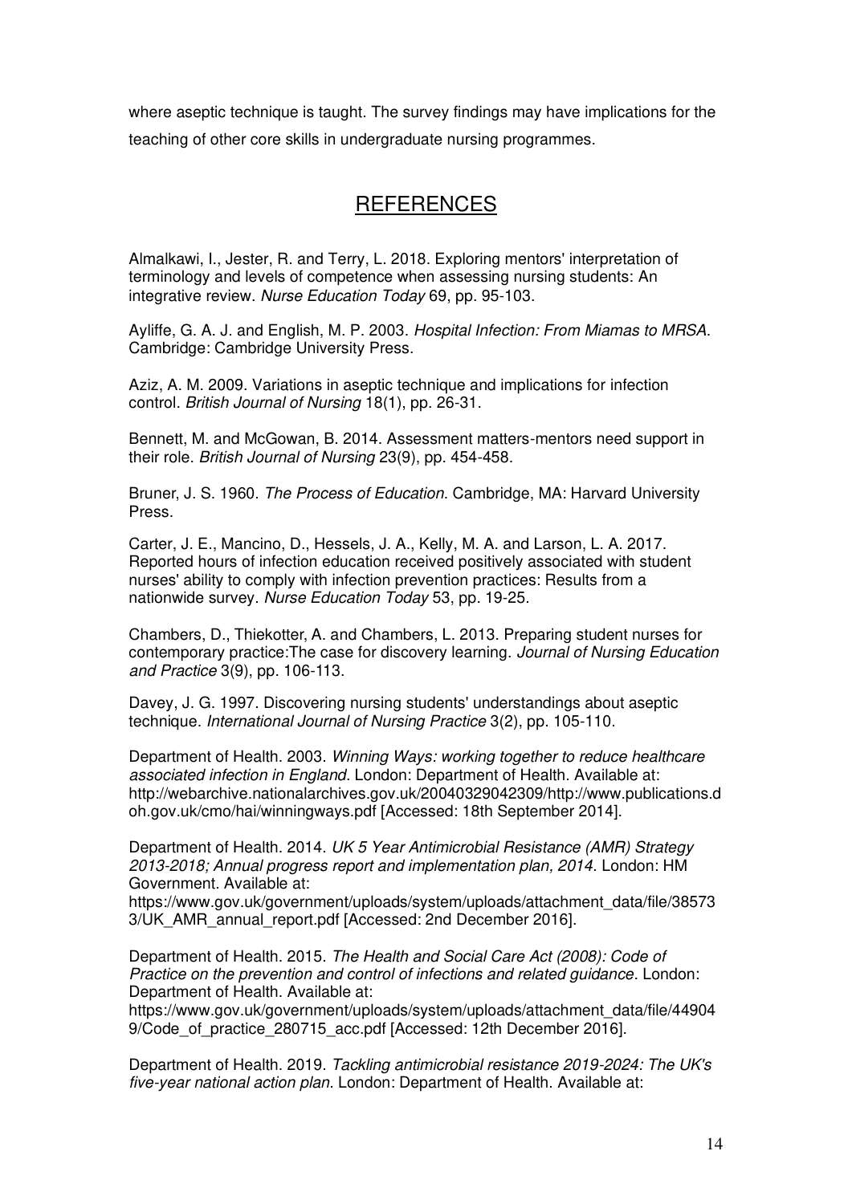where aseptic technique is taught. The survey findings may have implications for the teaching of other core skills in undergraduate nursing programmes.

## REFERENCES

Almalkawi, I., Jester, R. and Terry, L. 2018. Exploring mentors' interpretation of terminology and levels of competence when assessing nursing students: An integrative review. *Nurse Education Today* 69, pp. 95-103.

Ayliffe, G. A. J. and English, M. P. 2003. *Hospital Infection: From Miamas to MRSA*. Cambridge: Cambridge University Press.

Aziz, A. M. 2009. Variations in aseptic technique and implications for infection control. *British Journal of Nursing* 18(1), pp. 26-31.

Bennett, M. and McGowan, B. 2014. Assessment matters-mentors need support in their role. *British Journal of Nursing* 23(9), pp. 454-458.

Bruner, J. S. 1960. *The Process of Education*. Cambridge, MA: Harvard University Press.

Carter, J. E., Mancino, D., Hessels, J. A., Kelly, M. A. and Larson, L. A. 2017. Reported hours of infection education received positively associated with student nurses' ability to comply with infection prevention practices: Results from a nationwide survey. *Nurse Education Today* 53, pp. 19-25.

Chambers, D., Thiekotter, A. and Chambers, L. 2013. Preparing student nurses for contemporary practice:The case for discovery learning. *Journal of Nursing Education and Practice* 3(9), pp. 106-113.

Davey, J. G. 1997. Discovering nursing students' understandings about aseptic technique. *International Journal of Nursing Practice* 3(2), pp. 105-110.

Department of Health. 2003. *Winning Ways: working together to reduce healthcare associated infection in England*. London: Department of Health. Available at: http://webarchive.nationalarchives.gov.uk/20040329042309/http://www.publications.doh.gov.uk/cmo/hai/winningways.pdf [Accessed: 18th September 2014].

Department of Health. 2014. *UK 5 Year Antimicrobial Resistance (AMR) Strategy 2013-2018; Annual progress report and implementation plan, 2014.* London: HM Government. Available at: https://www.gov.uk/government/uploads/system/uploads/attachment_data/file/385733/UK_AMR_annual_report.pdf [Accessed: 2nd December 2016].

Department of Health. 2015. *The Health and Social Care Act (2008): Code of Practice on the prevention and control of infections and related guidance*. London: Department of Health. Available at: https://www.gov.uk/government/uploads/system/uploads/attachment_data/file/449049/Code_of_practice_280715_acc.pdf [Accessed: 12th December 2016].

Department of Health. 2019. *Tackling antimicrobial resistance 2019-2024: The UK's five-year national action plan*. London: Department of Health. Available at: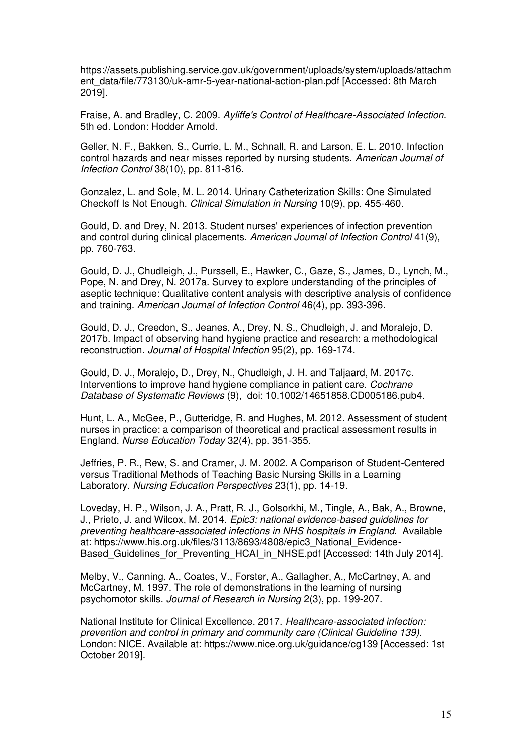https://assets.publishing.service.gov.uk/government/uploads/system/uploads/attachment_data/file/773130/uk-amr-5-year-national-action-plan.pdf [Accessed: 8th March 2019].

Fraise, A. and Bradley, C. 2009. *Ayliffe's Control of Healthcare-Associated Infection*. 5th ed. London: Hodder Arnold.

Geller, N. F., Bakken, S., Currie, L. M., Schnall, R. and Larson, E. L. 2010. Infection control hazards and near misses reported by nursing students. *American Journal of Infection Control* 38(10), pp. 811-816.

Gonzalez, L. and Sole, M. L. 2014. Urinary Catheterization Skills: One Simulated Checkoff Is Not Enough. *Clinical Simulation in Nursing* 10(9), pp. 455-460.

Gould, D. and Drey, N. 2013. Student nurses' experiences of infection prevention and control during clinical placements. *American Journal of Infection Control* 41(9), pp. 760-763.

Gould, D. J., Chudleigh, J., Purssell, E., Hawker, C., Gaze, S., James, D., Lynch, M., Pope, N. and Drey, N. 2017a. Survey to explore understanding of the principles of aseptic technique: Qualitative content analysis with descriptive analysis of confidence and training. *American Journal of Infection Control* 46(4), pp. 393-396.

Gould, D. J., Creedon, S., Jeanes, A., Drey, N. S., Chudleigh, J. and Moralejo, D. 2017b. Impact of observing hand hygiene practice and research: a methodological reconstruction. *Journal of Hospital Infection* 95(2), pp. 169-174.

Gould, D. J., Moralejo, D., Drey, N., Chudleigh, J. H. and Taljaard, M. 2017c. Interventions to improve hand hygiene compliance in patient care. *Cochrane Database of Systematic Reviews* (9), doi: 10.1002/14651858.CD005186.pub4.

Hunt, L. A., McGee, P., Gutteridge, R. and Hughes, M. 2012. Assessment of student nurses in practice: a comparison of theoretical and practical assessment results in England. *Nurse Education Today* 32(4), pp. 351-355.

Jeffries, P. R., Rew, S. and Cramer, J. M. 2002. A Comparison of Student-Centered versus Traditional Methods of Teaching Basic Nursing Skills in a Learning Laboratory. *Nursing Education Perspectives* 23(1), pp. 14-19.

Loveday, H. P., Wilson, J. A., Pratt, R. J., Golsorkhi, M., Tingle, A., Bak, A., Browne, J., Prieto, J. and Wilcox, M. 2014. *Epic3: national evidence-based guidelines for preventing healthcare-associated infections in NHS hospitals in England*. Available at: https://www.his.org.uk/files/3113/8693/4808/epic3_National_Evidence-Based_Guidelines_for_Preventing_HCAI_in_NHSE.pdf [Accessed: 14th July 2014].

Melby, V., Canning, A., Coates, V., Forster, A., Gallagher, A., McCartney, A. and McCartney, M. 1997. The role of demonstrations in the learning of nursing psychomotor skills. *Journal of Research in Nursing* 2(3), pp. 199-207.

National Institute for Clinical Excellence. 2017. *Healthcare-associated infection: prevention and control in primary and community care (Clinical Guideline 139)*. London: NICE. Available at: https://www.nice.org.uk/guidance/cg139 [Accessed: 1st October 2019].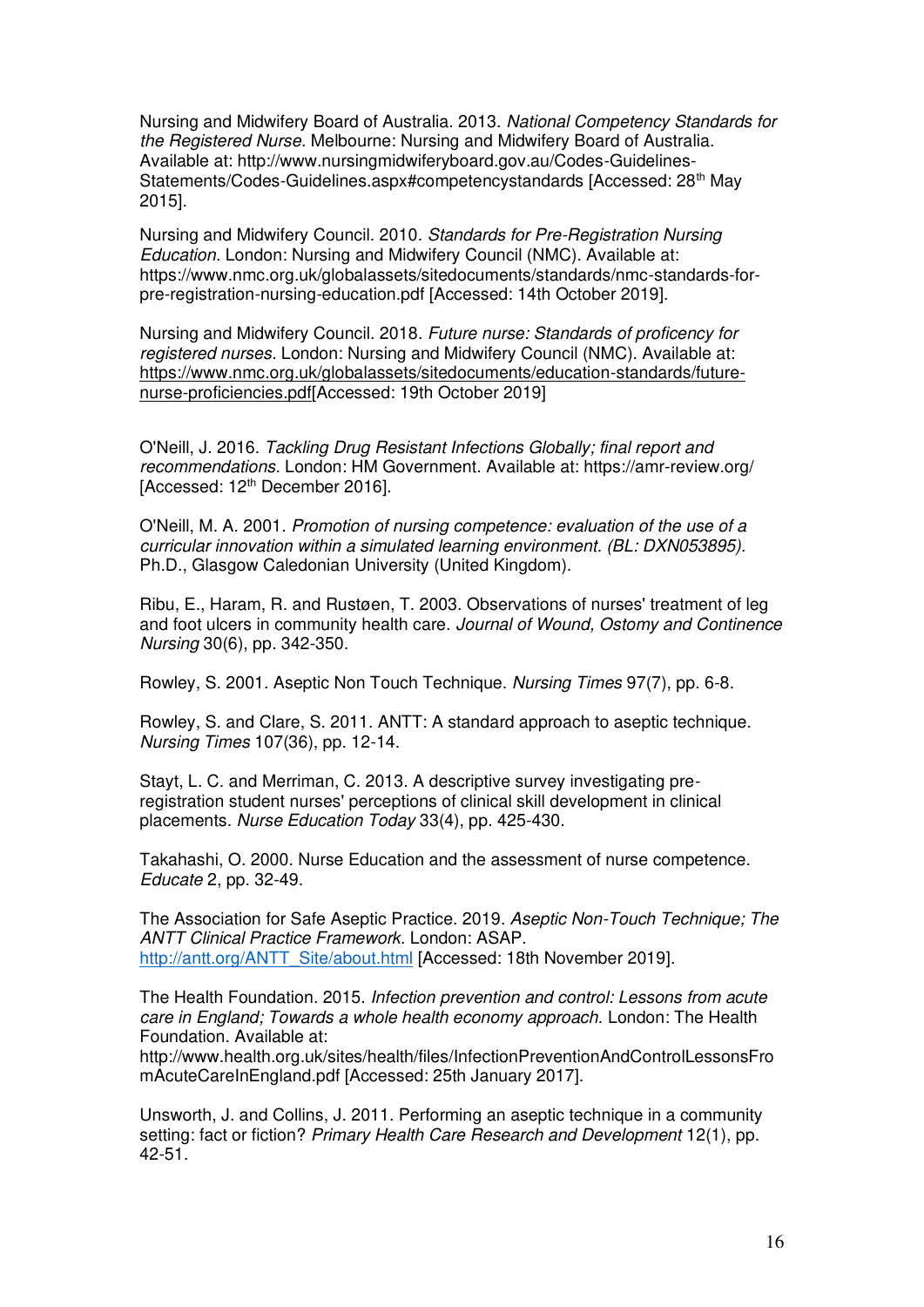Nursing and Midwifery Board of Australia. 2013. *National Competency Standards for the Registered Nurse*. Melbourne: Nursing and Midwifery Board of Australia. Available at: http://www.nursingmidwiferyboard.gov.au/Codes-Guidelines-Statements/Codes-Guidelines.aspx#competencystandards [Accessed: 28th May 2015].

Nursing and Midwifery Council. 2010. *Standards for Pre-Registration Nursing Education*. London: Nursing and Midwifery Council (NMC). Available at: https://www.nmc.org.uk/globalassets/sitedocuments/standards/nmc-standards-for-pre-registration-nursing-education.pdf [Accessed: 14th October 2019].

Nursing and Midwifery Council. 2018. *Future nurse: Standards of proficency for registered nurses*. London: Nursing and Midwifery Council (NMC). Available at: https://www.nmc.org.uk/globalassets/sitedocuments/education-standards/future-nurse-proficiencies.pdf[Accessed: 19th October 2019]

O'Neill, J. 2016. *Tackling Drug Resistant Infections Globally; final report and recommendations.* London: HM Government. Available at: https://amr-review.org/ [Accessed: 12th December 2016].

O'Neill, M. A. 2001. *Promotion of nursing competence: evaluation of the use of a curricular innovation within a simulated learning environment. (BL: DXN053895).* Ph.D., Glasgow Caledonian University (United Kingdom).

Ribu, E., Haram, R. and Rustøen, T. 2003. Observations of nurses' treatment of leg and foot ulcers in community health care. *Journal of Wound, Ostomy and Continence Nursing* 30(6), pp. 342-350.

Rowley, S. 2001. Aseptic Non Touch Technique. *Nursing Times* 97(7), pp. 6-8.

Rowley, S. and Clare, S. 2011. ANTT: A standard approach to aseptic technique. *Nursing Times* 107(36), pp. 12-14.

Stayt, L. C. and Merriman, C. 2013. A descriptive survey investigating pre-registration student nurses' perceptions of clinical skill development in clinical placements. *Nurse Education Today* 33(4), pp. 425-430.

Takahashi, O. 2000. Nurse Education and the assessment of nurse competence. *Educate* 2, pp. 32-49.

The Association for Safe Aseptic Practice. 2019. *Aseptic Non-Touch Technique; The ANTT Clinical Practice Framework*. London: ASAP. http://antt.org/ANTT_Site/about.html [Accessed: 18th November 2019].

The Health Foundation. 2015. *Infection prevention and control: Lessons from acute care in England; Towards a whole health economy approach.* London: The Health Foundation. Available at: http://www.health.org.uk/sites/health/files/InfectionPreventionAndControlLessonsFromAcuteCareInEngland.pdf [Accessed: 25th January 2017].

Unsworth, J. and Collins, J. 2011. Performing an aseptic technique in a community setting: fact or fiction? *Primary Health Care Research and Development* 12(1), pp. 42-51.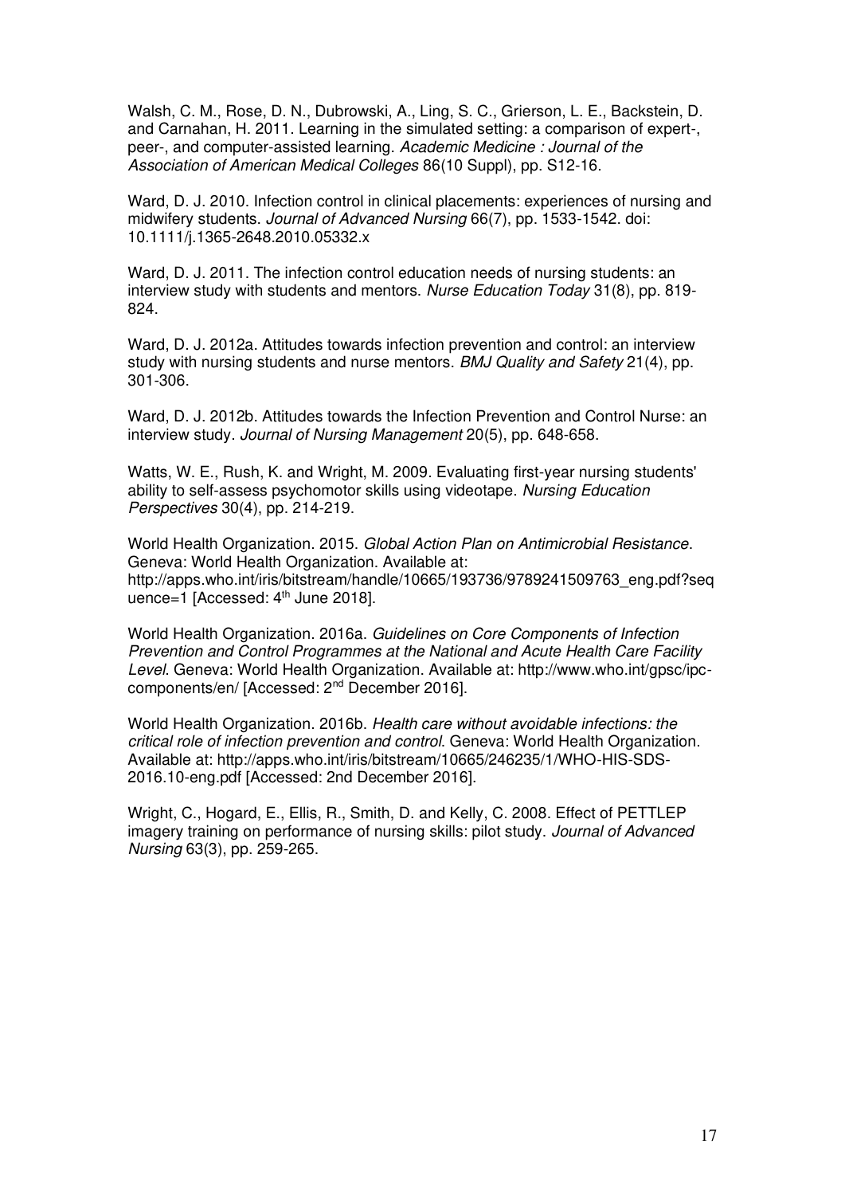Walsh, C. M., Rose, D. N., Dubrowski, A., Ling, S. C., Grierson, L. E., Backstein, D. and Carnahan, H. 2011. Learning in the simulated setting: a comparison of expert-, peer-, and computer-assisted learning. *Academic Medicine : Journal of the Association of American Medical Colleges* 86(10 Suppl), pp. S12-16.

Ward, D. J. 2010. Infection control in clinical placements: experiences of nursing and midwifery students. *Journal of Advanced Nursing* 66(7), pp. 1533-1542. doi: 10.1111/j.1365-2648.2010.05332.x

Ward, D. J. 2011. The infection control education needs of nursing students: an interview study with students and mentors. *Nurse Education Today* 31(8), pp. 819-824.

Ward, D. J. 2012a. Attitudes towards infection prevention and control: an interview study with nursing students and nurse mentors. *BMJ Quality and Safety* 21(4), pp. 301-306.

Ward, D. J. 2012b. Attitudes towards the Infection Prevention and Control Nurse: an interview study. *Journal of Nursing Management* 20(5), pp. 648-658.

Watts, W. E., Rush, K. and Wright, M. 2009. Evaluating first-year nursing students' ability to self-assess psychomotor skills using videotape. *Nursing Education Perspectives* 30(4), pp. 214-219.

World Health Organization. 2015. *Global Action Plan on Antimicrobial Resistance*. Geneva: World Health Organization. Available at: http://apps.who.int/iris/bitstream/handle/10665/193736/9789241509763_eng.pdf?sequence=1 [Accessed: 4th June 2018].

World Health Organization. 2016a. *Guidelines on Core Components of Infection Prevention and Control Programmes at the National and Acute Health Care Facility Level*. Geneva: World Health Organization. Available at: http://www.who.int/gpsc/ipc-components/en/ [Accessed: 2nd December 2016].

World Health Organization. 2016b. *Health care without avoidable infections: the critical role of infection prevention and control*. Geneva: World Health Organization. Available at: http://apps.who.int/iris/bitstream/10665/246235/1/WHO-HIS-SDS-2016.10-eng.pdf [Accessed: 2nd December 2016].

Wright, C., Hogard, E., Ellis, R., Smith, D. and Kelly, C. 2008. Effect of PETTLEP imagery training on performance of nursing skills: pilot study. *Journal of Advanced Nursing* 63(3), pp. 259-265.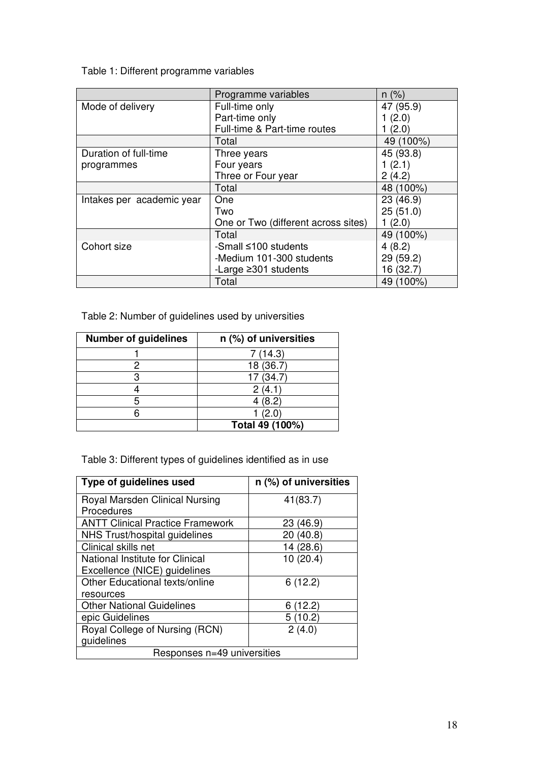Table 1: Different programme variables

| | Programme variables | n (%) |
|---|---|---|
| Mode of delivery | Full-time only<br>Part-time only<br>Full-time & Part-time routes | 47 (95.9)<br>1 (2.0)<br>1 (2.0) |
| | Total | 49 (100%) |
| Duration of full-time programmes | Three years<br>Four years<br>Three or Four year | 45 (93.8)<br>1 (2.1)<br>2 (4.2) |
| | Total | 48 (100%) |
| Intakes per academic year | One<br>Two<br>One or Two (different across sites) | 23 (46.9)<br>25 (51.0)<br>1 (2.0) |
| | Total | 49 (100%) |
| Cohort size | -Small ≤100 students<br>-Medium 101-300 students<br>-Large ≥301 students | 4 (8.2)<br>29 (59.2)<br>16 (32.7) |
| | Total | 49 (100%) |

Table 2: Number of guidelines used by universities

| Number of guidelines | n (%) of universities |
|---|---|
| 1 | 7 (14.3) |
| 2 | 18 (36.7) |
| 3 | 17 (34.7) |
| 4 | 2 (4.1) |
| 5 | 4 (8.2) |
| 6 | 1 (2.0) |
| | **Total 49 (100%)** |

Table 3: Different types of guidelines identified as in use

| Type of guidelines used | n (%) of universities |
|---|---|
| Royal Marsden Clinical Nursing Procedures | 41(83.7) |
| ANTT Clinical Practice Framework | 23 (46.9) |
| NHS Trust/hospital guidelines | 20 (40.8) |
| Clinical skills net | 14 (28.6) |
| National Institute for Clinical Excellence (NICE) guidelines | 10 (20.4) |
| Other Educational texts/online resources | 6 (12.2) |
| Other National Guidelines | 6 (12.2) |
| epic Guidelines | 5 (10.2) |
| Royal College of Nursing (RCN) guidelines | 2 (4.0) |
| Responses n=49 universities | |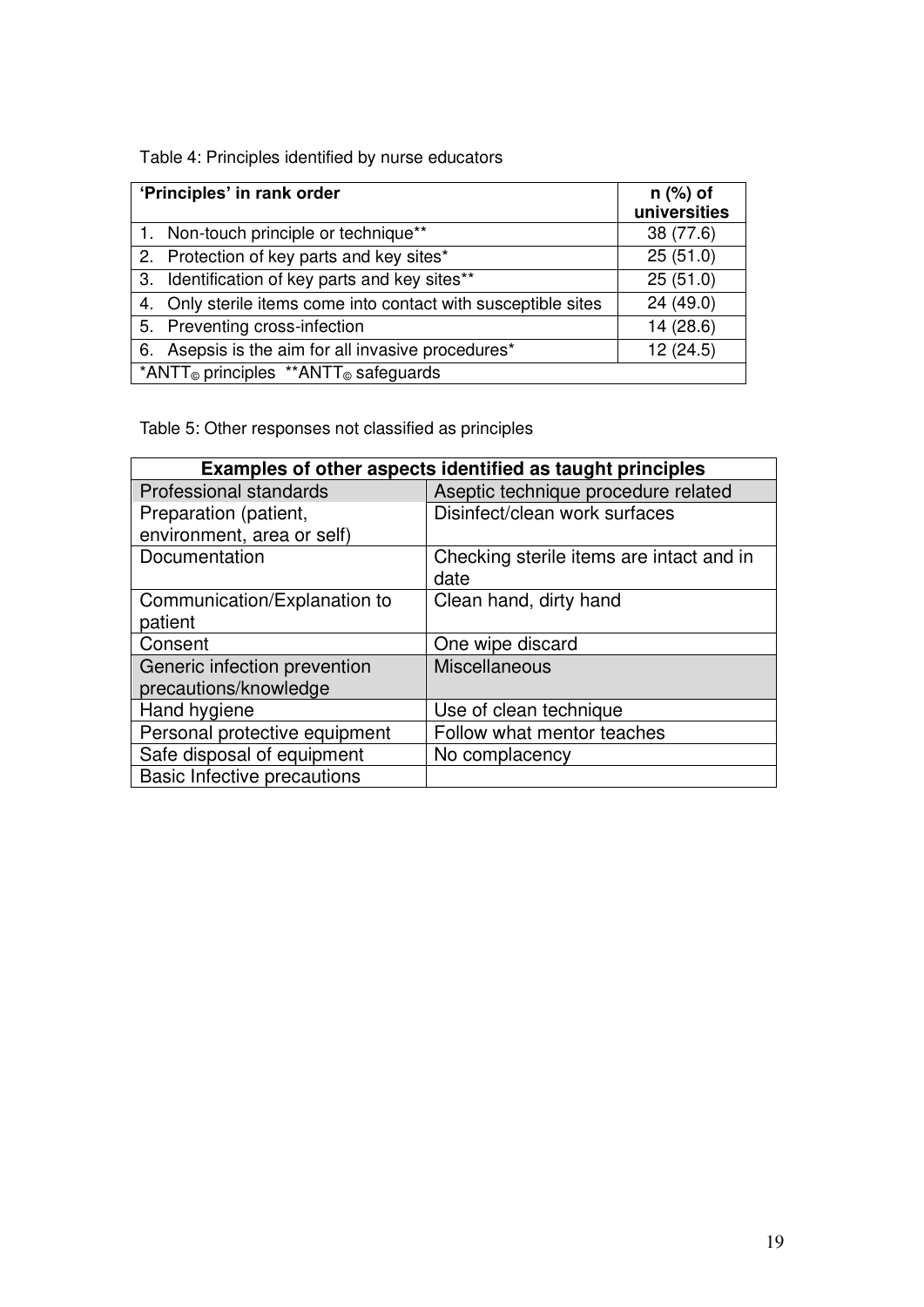Table 4: Principles identified by nurse educators

| 'Principles' in rank order | n (%) of universities |
|---|---|
| 1. Non-touch principle or technique** | 38 (77.6) |
| 2. Protection of key parts and key sites* | 25 (51.0) |
| 3. Identification of key parts and key sites** | 25 (51.0) |
| 4. Only sterile items come into contact with susceptible sites | 24 (49.0) |
| 5. Preventing cross-infection | 14 (28.6) |
| 6. Asepsis is the aim for all invasive procedures* | 12 (24.5) |
| *ANTT© principles **ANTT© safeguards | |

Table 5: Other responses not classified as principles

| Examples of other aspects identified as taught principles | |
|---|---|
| Professional standards | Aseptic technique procedure related |
| Preparation (patient, environment, area or self) | Disinfect/clean work surfaces |
| Documentation | Checking sterile items are intact and in date |
| Communication/Explanation to patient | Clean hand, dirty hand |
| Consent | One wipe discard |
| Generic infection prevention precautions/knowledge | Miscellaneous |
| Hand hygiene | Use of clean technique |
| Personal protective equipment | Follow what mentor teaches |
| Safe disposal of equipment | No complacency |
| Basic Infective precautions | |